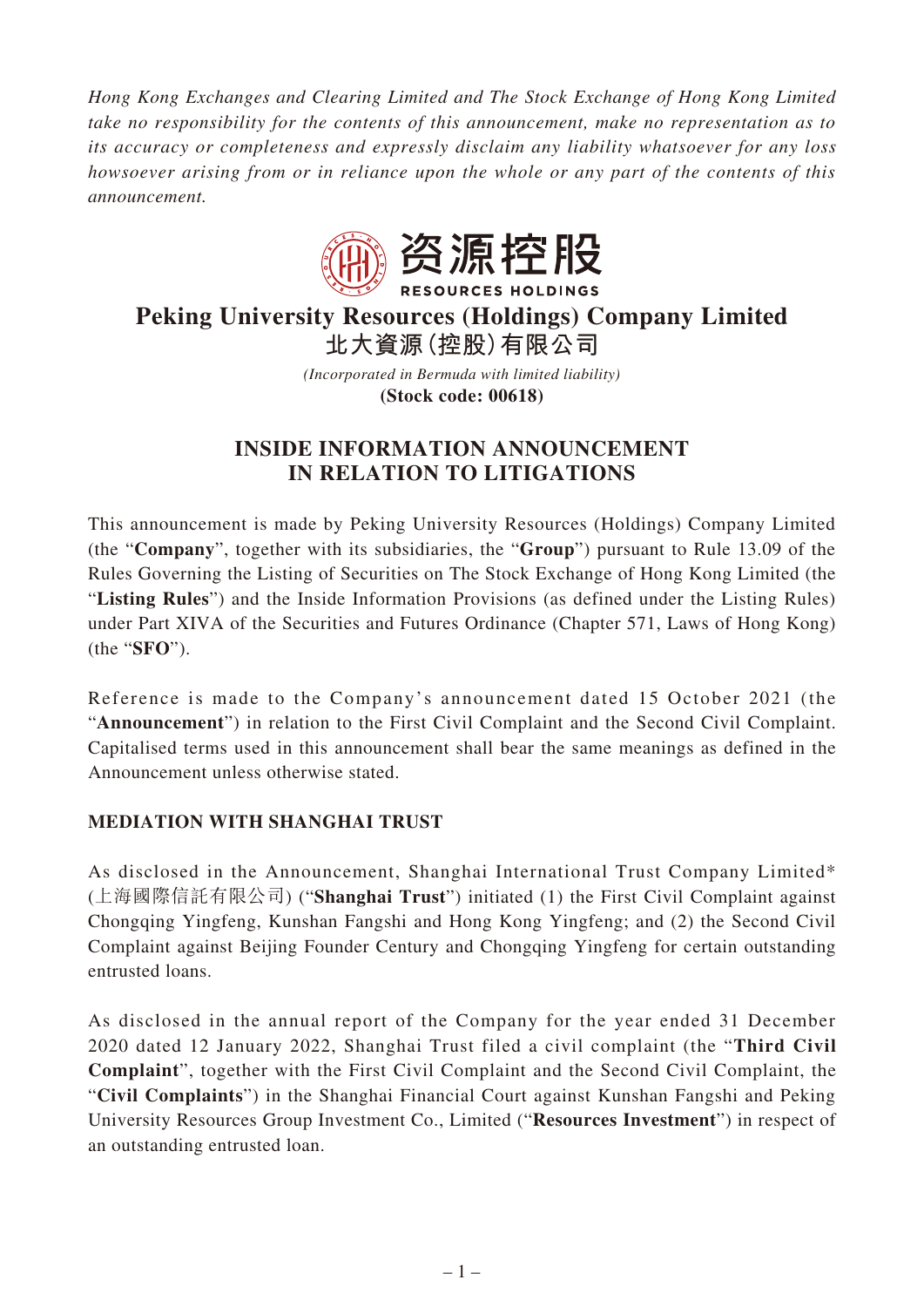*Hong Kong Exchanges and Clearing Limited and The Stock Exchange of Hong Kong Limited take no responsibility for the contents of this announcement, make no representation as to its accuracy or completeness and expressly disclaim any liability whatsoever for any loss howsoever arising from or in reliance upon the whole or any part of the contents of this announcement.*

资源控股
RESOURCES HOLDINGS

# Peking University Resources (Holdings) Company Limited
# 北大資源(控股)有限公司

*(Incorporated in Bermuda with limited liability)*
**(Stock code: 00618)**

## INSIDE INFORMATION ANNOUNCEMENT IN RELATION TO LITIGATIONS

This announcement is made by Peking University Resources (Holdings) Company Limited (the "**Company**", together with its subsidiaries, the "**Group**") pursuant to Rule 13.09 of the Rules Governing the Listing of Securities on The Stock Exchange of Hong Kong Limited (the "**Listing Rules**") and the Inside Information Provisions (as defined under the Listing Rules) under Part XIVA of the Securities and Futures Ordinance (Chapter 571, Laws of Hong Kong) (the "**SFO**").

Reference is made to the Company's announcement dated 15 October 2021 (the "**Announcement**") in relation to the First Civil Complaint and the Second Civil Complaint. Capitalised terms used in this announcement shall bear the same meanings as defined in the Announcement unless otherwise stated.

### MEDIATION WITH SHANGHAI TRUST

As disclosed in the Announcement, Shanghai International Trust Company Limited* (上海國際信託有限公司) ("**Shanghai Trust**") initiated (1) the First Civil Complaint against Chongqing Yingfeng, Kunshan Fangshi and Hong Kong Yingfeng; and (2) the Second Civil Complaint against Beijing Founder Century and Chongqing Yingfeng for certain outstanding entrusted loans.

As disclosed in the annual report of the Company for the year ended 31 December 2020 dated 12 January 2022, Shanghai Trust filed a civil complaint (the "**Third Civil Complaint**", together with the First Civil Complaint and the Second Civil Complaint, the "**Civil Complaints**") in the Shanghai Financial Court against Kunshan Fangshi and Peking University Resources Group Investment Co., Limited ("**Resources Investment**") in respect of an outstanding entrusted loan.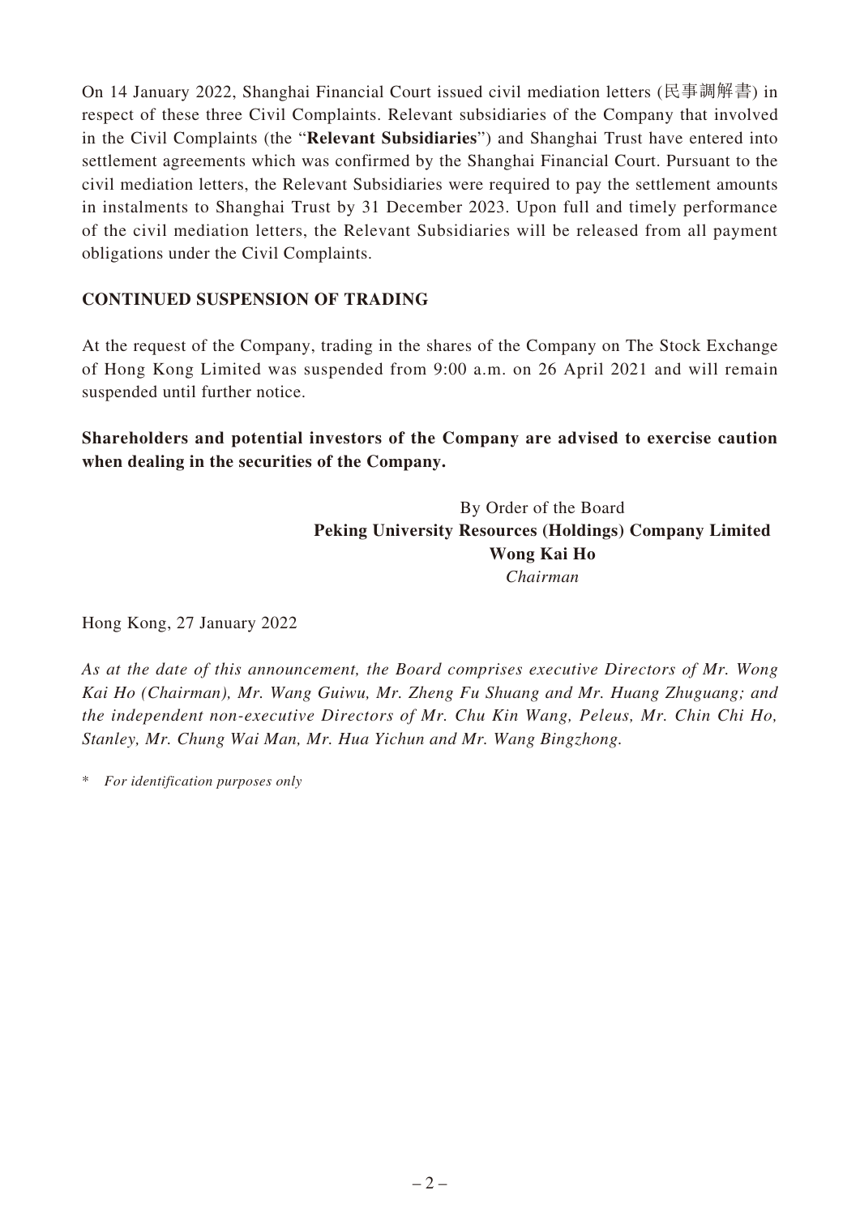On 14 January 2022, Shanghai Financial Court issued civil mediation letters (民事調解書) in respect of these three Civil Complaints. Relevant subsidiaries of the Company that involved in the Civil Complaints (the "**Relevant Subsidiaries**") and Shanghai Trust have entered into settlement agreements which was confirmed by the Shanghai Financial Court. Pursuant to the civil mediation letters, the Relevant Subsidiaries were required to pay the settlement amounts in instalments to Shanghai Trust by 31 December 2023. Upon full and timely performance of the civil mediation letters, the Relevant Subsidiaries will be released from all payment obligations under the Civil Complaints.

**CONTINUED SUSPENSION OF TRADING**

At the request of the Company, trading in the shares of the Company on The Stock Exchange of Hong Kong Limited was suspended from 9:00 a.m. on 26 April 2021 and will remain suspended until further notice.

**Shareholders and potential investors of the Company are advised to exercise caution when dealing in the securities of the Company.**

By Order of the Board
**Peking University Resources (Holdings) Company Limited**
**Wong Kai Ho**
*Chairman*

Hong Kong, 27 January 2022

*As at the date of this announcement, the Board comprises executive Directors of Mr. Wong Kai Ho (Chairman), Mr. Wang Guiwu, Mr. Zheng Fu Shuang and Mr. Huang Zhuguang; and the independent non-executive Directors of Mr. Chu Kin Wang, Peleus, Mr. Chin Chi Ho, Stanley, Mr. Chung Wai Man, Mr. Hua Yichun and Mr. Wang Bingzhong.*

\* *For identification purposes only*